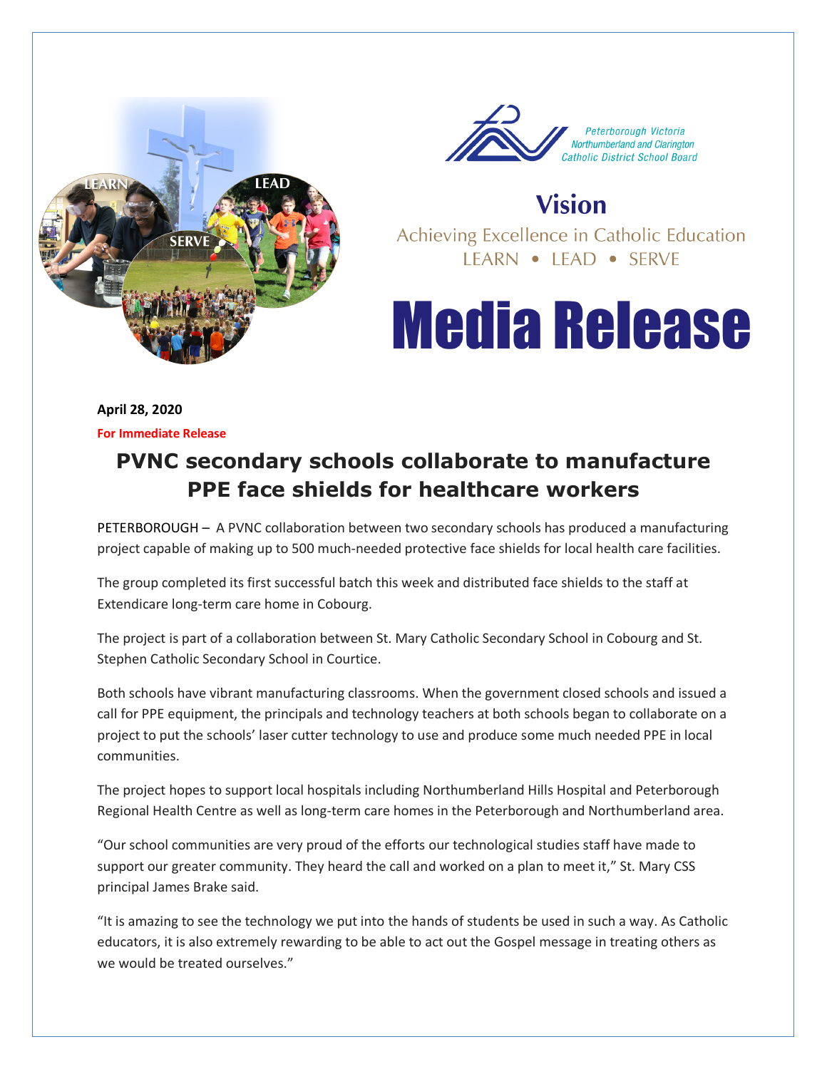Peterborough Victoria Northumberland and Clarington Catholic District School Board

**Vision**

Achieving Excellence in Catholic Education

LEARN • LEAD • SERVE

# Media Release

**April 28, 2020**

**For Immediate Release**

## PVNC secondary schools collaborate to manufacture PPE face shields for healthcare workers

PETERBOROUGH – A PVNC collaboration between two secondary schools has produced a manufacturing project capable of making up to 500 much-needed protective face shields for local health care facilities.

The group completed its first successful batch this week and distributed face shields to the staff at Extendicare long-term care home in Cobourg.

The project is part of a collaboration between St. Mary Catholic Secondary School in Cobourg and St. Stephen Catholic Secondary School in Courtice.

Both schools have vibrant manufacturing classrooms. When the government closed schools and issued a call for PPE equipment, the principals and technology teachers at both schools began to collaborate on a project to put the schools' laser cutter technology to use and produce some much needed PPE in local communities.

The project hopes to support local hospitals including Northumberland Hills Hospital and Peterborough Regional Health Centre as well as long-term care homes in the Peterborough and Northumberland area.

"Our school communities are very proud of the efforts our technological studies staff have made to support our greater community. They heard the call and worked on a plan to meet it," St. Mary CSS principal James Brake said.

"It is amazing to see the technology we put into the hands of students be used in such a way. As Catholic educators, it is also extremely rewarding to be able to act out the Gospel message in treating others as we would be treated ourselves."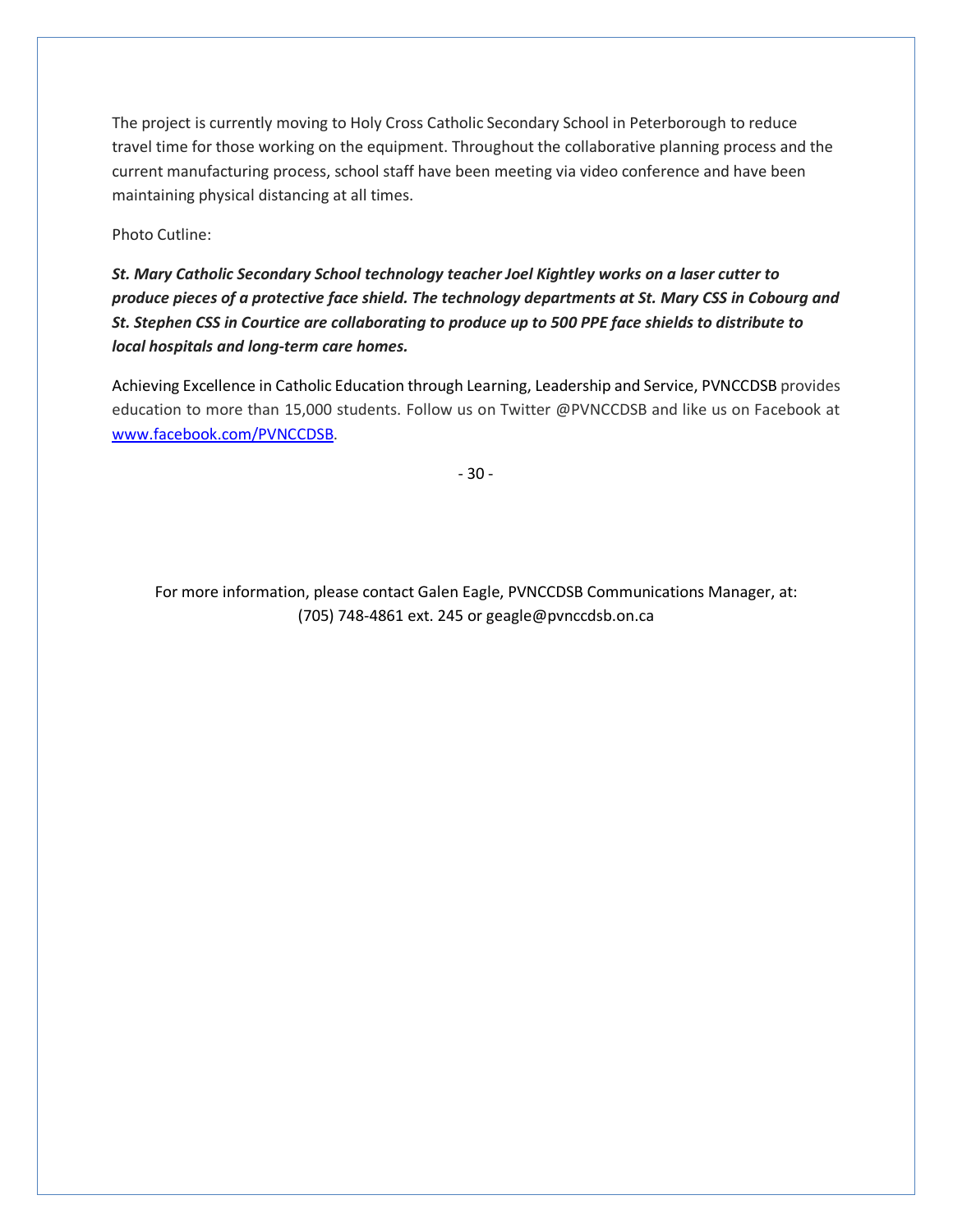The project is currently moving to Holy Cross Catholic Secondary School in Peterborough to reduce travel time for those working on the equipment. Throughout the collaborative planning process and the current manufacturing process, school staff have been meeting via video conference and have been maintaining physical distancing at all times.

Photo Cutline:

***St. Mary Catholic Secondary School technology teacher Joel Kightley works on a laser cutter to produce pieces of a protective face shield. The technology departments at St. Mary CSS in Cobourg and St. Stephen CSS in Courtice are collaborating to produce up to 500 PPE face shields to distribute to local hospitals and long-term care homes.***

Achieving Excellence in Catholic Education through Learning, Leadership and Service, PVNCCDSB provides education to more than 15,000 students. Follow us on Twitter @PVNCCDSB and like us on Facebook at [www.facebook.com/PVNCCDSB](www.facebook.com/PVNCCDSB).

- 30 -

For more information, please contact Galen Eagle, PVNCCDSB Communications Manager, at: (705) 748-4861 ext. 245 or geagle@pvnccdsb.on.ca